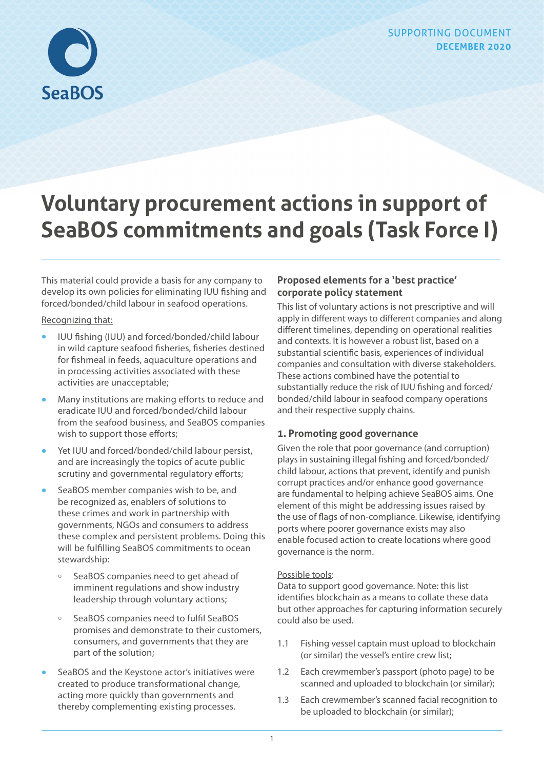SUPPORTING DOCUMENT
**DECEMBER 2020**

# Voluntary procurement actions in support of SeaBOS commitments and goals (Task Force I)

This material could provide a basis for any company to develop its own policies for eliminating IUU fishing and forced/bonded/child labour in seafood operations.

Recognizing that:

- IUU fishing (IUU) and forced/bonded/child labour in wild capture seafood fisheries, fisheries destined for fishmeal in feeds, aquaculture operations and in processing activities associated with these activities are unacceptable;
- Many institutions are making efforts to reduce and eradicate IUU and forced/bonded/child labour from the seafood business, and SeaBOS companies wish to support those efforts;
- Yet IUU and forced/bonded/child labour persist, and are increasingly the topics of acute public scrutiny and governmental regulatory efforts;
- SeaBOS member companies wish to be, and be recognized as, enablers of solutions to these crimes and work in partnership with governments, NGOs and consumers to address these complex and persistent problems. Doing this will be fulfilling SeaBOS commitments to ocean stewardship:
    - SeaBOS companies need to get ahead of imminent regulations and show industry leadership through voluntary actions;
    - SeaBOS companies need to fulfil SeaBOS promises and demonstrate to their customers, consumers, and governments that they are part of the solution;
- SeaBOS and the Keystone actor's initiatives were created to produce transformational change, acting more quickly than governments and thereby complementing existing processes.

## Proposed elements for a 'best practice' corporate policy statement

This list of voluntary actions is not prescriptive and will apply in different ways to different companies and along different timelines, depending on operational realities and contexts. It is however a robust list, based on a substantial scientific basis, experiences of individual companies and consultation with diverse stakeholders. These actions combined have the potential to substantially reduce the risk of IUU fishing and forced/bonded/child labour in seafood company operations and their respective supply chains.

### 1. Promoting good governance

Given the role that poor governance (and corruption) plays in sustaining illegal fishing and forced/bonded/child labour, actions that prevent, identify and punish corrupt practices and/or enhance good governance are fundamental to helping achieve SeaBOS aims. One element of this might be addressing issues raised by the use of flags of non-compliance. Likewise, identifying ports where poorer governance exists may also enable focused action to create locations where good governance is the norm.

Possible tools:
Data to support good governance. Note: this list identifies blockchain as a means to collate these data but other approaches for capturing information securely could also be used.

1.1 Fishing vessel captain must upload to blockchain (or similar) the vessel's entire crew list;

1.2 Each crewmember's passport (photo page) to be scanned and uploaded to blockchain (or similar);

1.3 Each crewmember's scanned facial recognition to be uploaded to blockchain (or similar);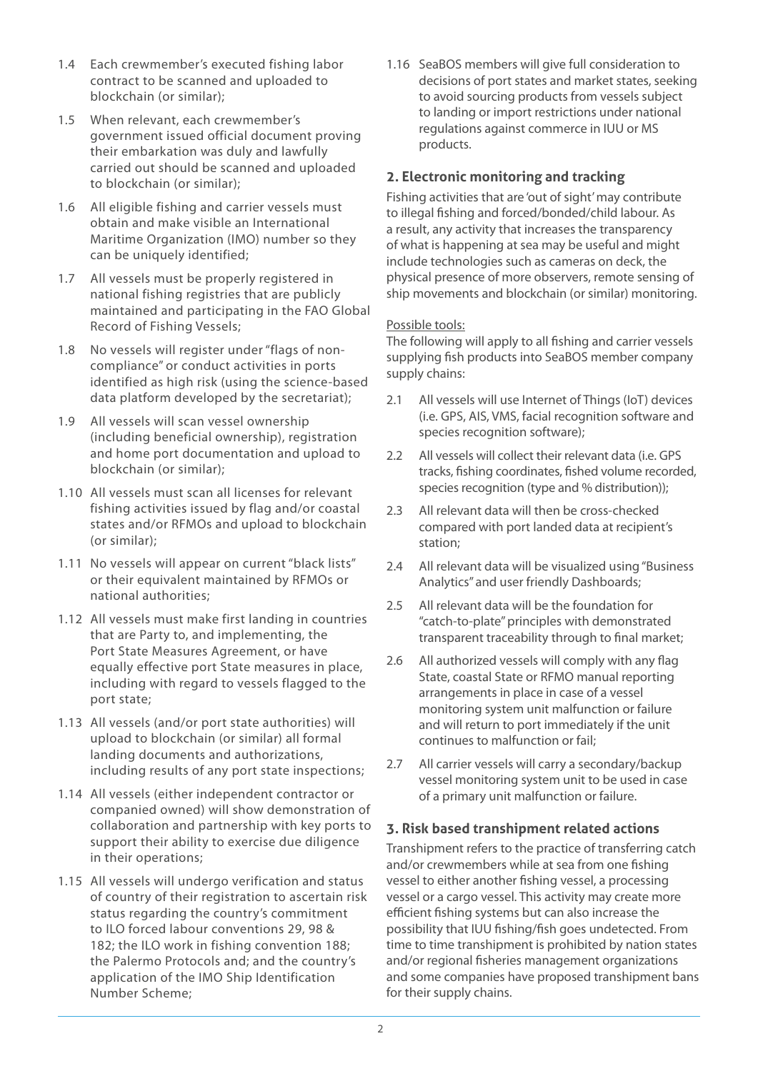1.4 Each crewmember's executed fishing labor contract to be scanned and uploaded to blockchain (or similar);

1.5 When relevant, each crewmember's government issued official document proving their embarkation was duly and lawfully carried out should be scanned and uploaded to blockchain (or similar);

1.6 All eligible fishing and carrier vessels must obtain and make visible an International Maritime Organization (IMO) number so they can be uniquely identified;

1.7 All vessels must be properly registered in national fishing registries that are publicly maintained and participating in the FAO Global Record of Fishing Vessels;

1.8 No vessels will register under "flags of non-compliance" or conduct activities in ports identified as high risk (using the science-based data platform developed by the secretariat);

1.9 All vessels will scan vessel ownership (including beneficial ownership), registration and home port documentation and upload to blockchain (or similar);

1.10 All vessels must scan all licenses for relevant fishing activities issued by flag and/or coastal states and/or RFMOs and upload to blockchain (or similar);

1.11 No vessels will appear on current "black lists" or their equivalent maintained by RFMOs or national authorities;

1.12 All vessels must make first landing in countries that are Party to, and implementing, the Port State Measures Agreement, or have equally effective port State measures in place, including with regard to vessels flagged to the port state;

1.13 All vessels (and/or port state authorities) will upload to blockchain (or similar) all formal landing documents and authorizations, including results of any port state inspections;

1.14 All vessels (either independent contractor or companied owned) will show demonstration of collaboration and partnership with key ports to support their ability to exercise due diligence in their operations;

1.15 All vessels will undergo verification and status of country of their registration to ascertain risk status regarding the country's commitment to ILO forced labour conventions 29, 98 & 182; the ILO work in fishing convention 188; the Palermo Protocols and; and the country's application of the IMO Ship Identification Number Scheme;

1.16 SeaBOS members will give full consideration to decisions of port states and market states, seeking to avoid sourcing products from vessels subject to landing or import restrictions under national regulations against commerce in IUU or MS products.

## 2. Electronic monitoring and tracking

Fishing activities that are 'out of sight' may contribute to illegal fishing and forced/bonded/child labour. As a result, any activity that increases the transparency of what is happening at sea may be useful and might include technologies such as cameras on deck, the physical presence of more observers, remote sensing of ship movements and blockchain (or similar) monitoring.

Possible tools:

The following will apply to all fishing and carrier vessels supplying fish products into SeaBOS member company supply chains:

2.1 All vessels will use Internet of Things (IoT) devices (i.e. GPS, AIS, VMS, facial recognition software and species recognition software);

2.2 All vessels will collect their relevant data (i.e. GPS tracks, fishing coordinates, fished volume recorded, species recognition (type and % distribution));

2.3 All relevant data will then be cross-checked compared with port landed data at recipient's station;

2.4 All relevant data will be visualized using "Business Analytics" and user friendly Dashboards;

2.5 All relevant data will be the foundation for "catch-to-plate" principles with demonstrated transparent traceability through to final market;

2.6 All authorized vessels will comply with any flag State, coastal State or RFMO manual reporting arrangements in place in case of a vessel monitoring system unit malfunction or failure and will return to port immediately if the unit continues to malfunction or fail;

2.7 All carrier vessels will carry a secondary/backup vessel monitoring system unit to be used in case of a primary unit malfunction or failure.

## 3. Risk based transhipment related actions

Transhipment refers to the practice of transferring catch and/or crewmembers while at sea from one fishing vessel to either another fishing vessel, a processing vessel or a cargo vessel. This activity may create more efficient fishing systems but can also increase the possibility that IUU fishing/fish goes undetected. From time to time transhipment is prohibited by nation states and/or regional fisheries management organizations and some companies have proposed transhipment bans for their supply chains.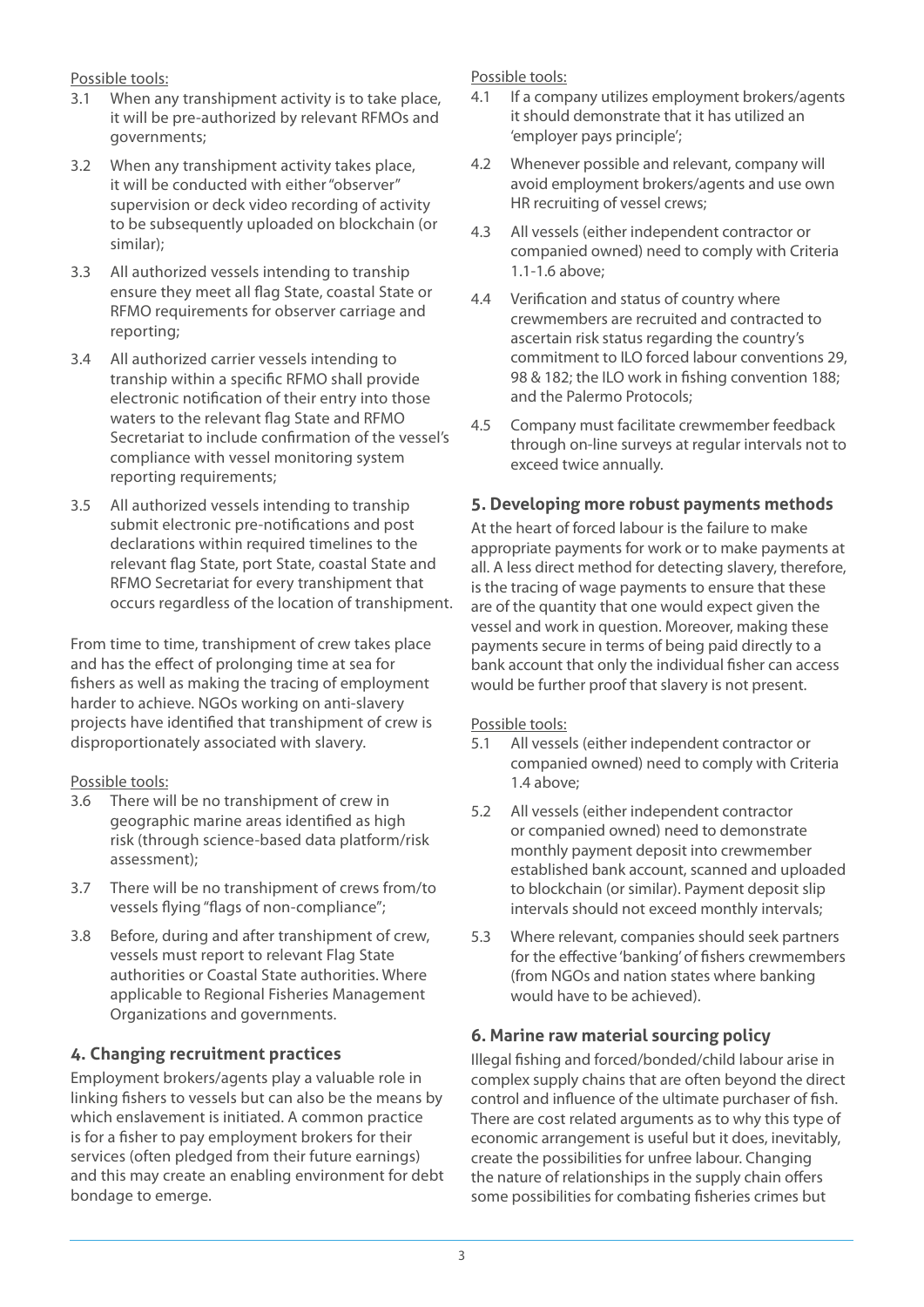Possible tools:

3.1 When any transhipment activity is to take place, it will be pre-authorized by relevant RFMOs and governments;

3.2 When any transhipment activity takes place, it will be conducted with either "observer" supervision or deck video recording of activity to be subsequently uploaded on blockchain (or similar);

3.3 All authorized vessels intending to tranship ensure they meet all flag State, coastal State or RFMO requirements for observer carriage and reporting;

3.4 All authorized carrier vessels intending to tranship within a specific RFMO shall provide electronic notification of their entry into those waters to the relevant flag State and RFMO Secretariat to include confirmation of the vessel's compliance with vessel monitoring system reporting requirements;

3.5 All authorized vessels intending to tranship submit electronic pre-notifications and post declarations within required timelines to the relevant flag State, port State, coastal State and RFMO Secretariat for every transhipment that occurs regardless of the location of transhipment.

From time to time, transhipment of crew takes place and has the effect of prolonging time at sea for fishers as well as making the tracing of employment harder to achieve. NGOs working on anti-slavery projects have identified that transhipment of crew is disproportionately associated with slavery.

Possible tools:

3.6 There will be no transhipment of crew in geographic marine areas identified as high risk (through science-based data platform/risk assessment);

3.7 There will be no transhipment of crews from/to vessels flying "flags of non-compliance";

3.8 Before, during and after transhipment of crew, vessels must report to relevant Flag State authorities or Coastal State authorities. Where applicable to Regional Fisheries Management Organizations and governments.

## 4. Changing recruitment practices

Employment brokers/agents play a valuable role in linking fishers to vessels but can also be the means by which enslavement is initiated. A common practice is for a fisher to pay employment brokers for their services (often pledged from their future earnings) and this may create an enabling environment for debt bondage to emerge.

Possible tools:

4.1 If a company utilizes employment brokers/agents it should demonstrate that it has utilized an 'employer pays principle';

4.2 Whenever possible and relevant, company will avoid employment brokers/agents and use own HR recruiting of vessel crews;

4.3 All vessels (either independent contractor or companied owned) need to comply with Criteria 1.1-1.6 above;

4.4 Verification and status of country where crewmembers are recruited and contracted to ascertain risk status regarding the country's commitment to ILO forced labour conventions 29, 98 & 182; the ILO work in fishing convention 188; and the Palermo Protocols;

4.5 Company must facilitate crewmember feedback through on-line surveys at regular intervals not to exceed twice annually.

## 5. Developing more robust payments methods

At the heart of forced labour is the failure to make appropriate payments for work or to make payments at all. A less direct method for detecting slavery, therefore, is the tracing of wage payments to ensure that these are of the quantity that one would expect given the vessel and work in question. Moreover, making these payments secure in terms of being paid directly to a bank account that only the individual fisher can access would be further proof that slavery is not present.

Possible tools:

5.1 All vessels (either independent contractor or companied owned) need to comply with Criteria 1.4 above;

5.2 All vessels (either independent contractor or companied owned) need to demonstrate monthly payment deposit into crewmember established bank account, scanned and uploaded to blockchain (or similar). Payment deposit slip intervals should not exceed monthly intervals;

5.3 Where relevant, companies should seek partners for the effective 'banking' of fishers crewmembers (from NGOs and nation states where banking would have to be achieved).

## 6. Marine raw material sourcing policy

Illegal fishing and forced/bonded/child labour arise in complex supply chains that are often beyond the direct control and influence of the ultimate purchaser of fish. There are cost related arguments as to why this type of economic arrangement is useful but it does, inevitably, create the possibilities for unfree labour. Changing the nature of relationships in the supply chain offers some possibilities for combating fisheries crimes but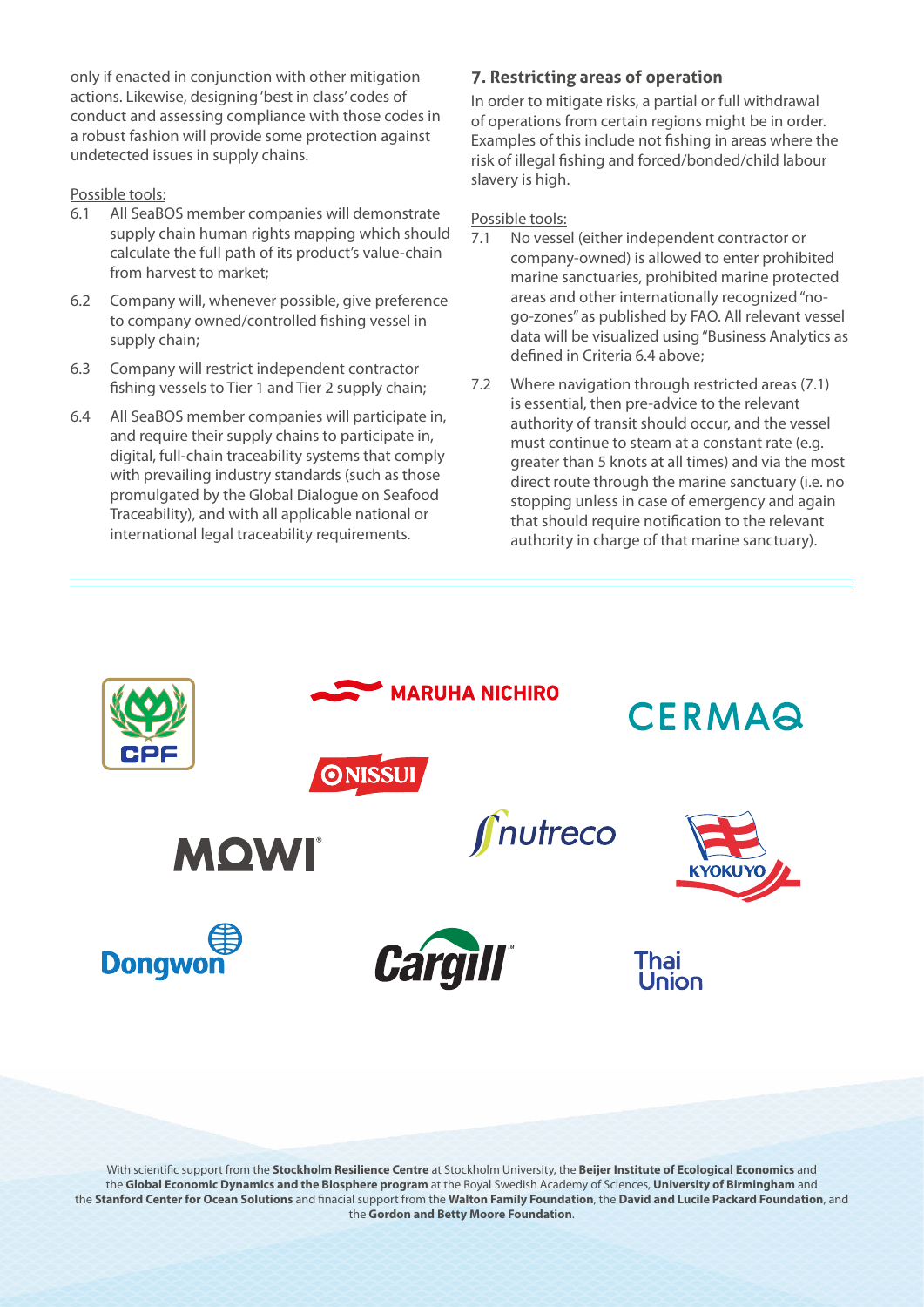only if enacted in conjunction with other mitigation actions. Likewise, designing 'best in class' codes of conduct and assessing compliance with those codes in a robust fashion will provide some protection against undetected issues in supply chains.

Possible tools:

6.1 All SeaBOS member companies will demonstrate supply chain human rights mapping which should calculate the full path of its product's value-chain from harvest to market;

6.2 Company will, whenever possible, give preference to company owned/controlled fishing vessel in supply chain;

6.3 Company will restrict independent contractor fishing vessels to Tier 1 and Tier 2 supply chain;

6.4 All SeaBOS member companies will participate in, and require their supply chains to participate in, digital, full-chain traceability systems that comply with prevailing industry standards (such as those promulgated by the Global Dialogue on Seafood Traceability), and with all applicable national or international legal traceability requirements.

## 7. Restricting areas of operation

In order to mitigate risks, a partial or full withdrawal of operations from certain regions might be in order. Examples of this include not fishing in areas where the risk of illegal fishing and forced/bonded/child labour slavery is high.

Possible tools:

7.1 No vessel (either independent contractor or company-owned) is allowed to enter prohibited marine sanctuaries, prohibited marine protected areas and other internationally recognized "no-go-zones" as published by FAO. All relevant vessel data will be visualized using "Business Analytics as defined in Criteria 6.4 above;

7.2 Where navigation through restricted areas (7.1) is essential, then pre-advice to the relevant authority of transit should occur, and the vessel must continue to steam at a constant rate (e.g. greater than 5 knots at all times) and via the most direct route through the marine sanctuary (i.e. no stopping unless in case of emergency and again that should require notification to the relevant authority in charge of that marine sanctuary).

CPF

MARUHA NICHIRO

CERMAQ

NISSUI

MOWI

nutreco

KYOKUYO

Dongwon

Cargill

Thai Union

With scientific support from the **Stockholm Resilience Centre** at Stockholm University, the **Beijer Institute of Ecological Economics** and the **Global Economic Dynamics and the Biosphere program** at the Royal Swedish Academy of Sciences, **University of Birmingham** and the **Stanford Center for Ocean Solutions** and finacial support from the **Walton Family Foundation**, the **David and Lucile Packard Foundation**, and the **Gordon and Betty Moore Foundation**.